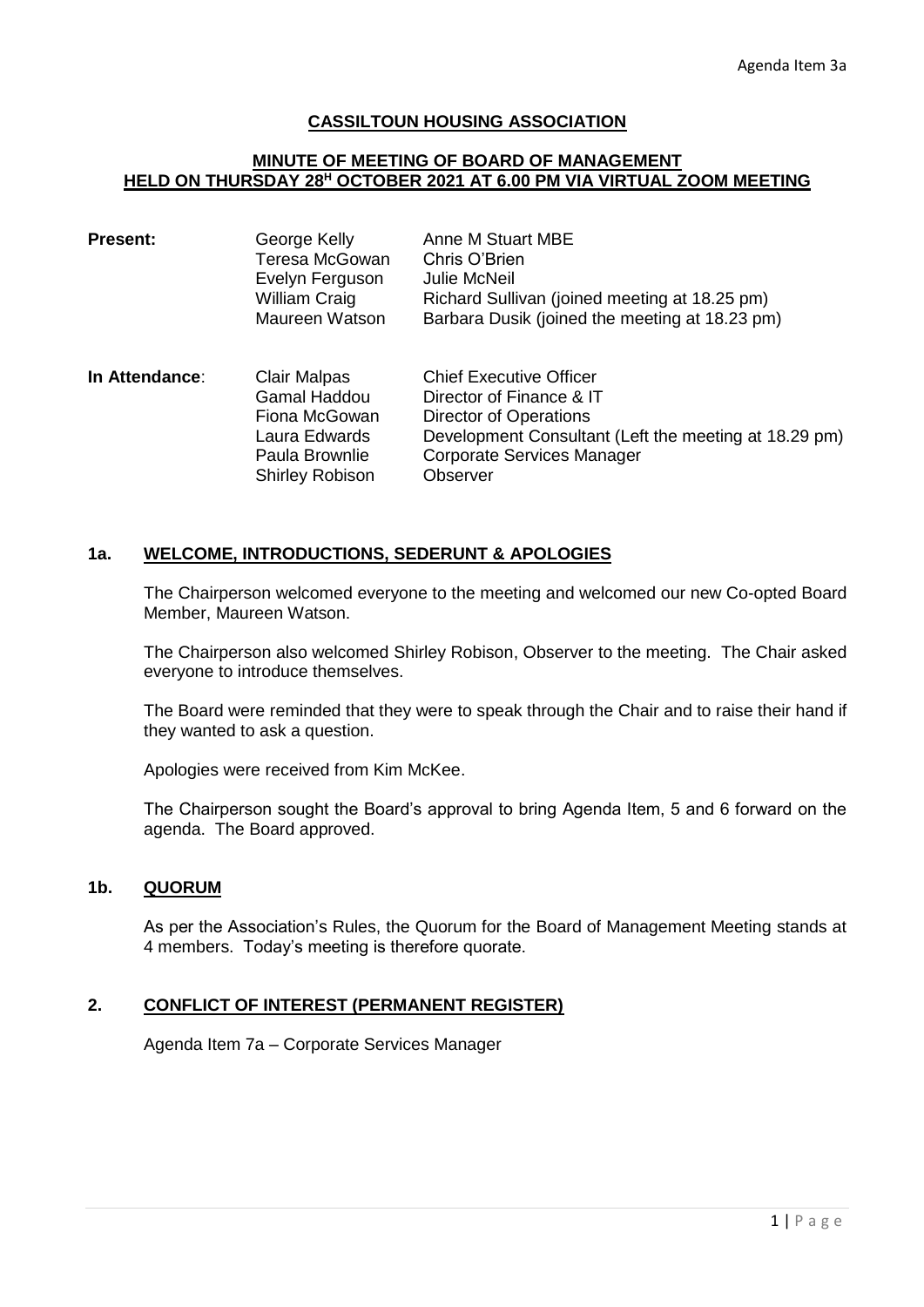Agenda Item 3a

# CASSILTOUN HOUSING ASSOCIATION

## MINUTE OF MEETING OF BOARD OF MANAGEMENT HELD ON THURSDAY 28$^{H}$ OCTOBER 2021 AT 6.00 PM VIA VIRTUAL ZOOM MEETING

| | | |
|---|---|---|
| **Present:** | George Kelly | Anne M Stuart MBE |
| | Teresa McGowan | Chris O'Brien |
| | Evelyn Ferguson | Julie McNeil |
| | William Craig | Richard Sullivan (joined meeting at 18.25 pm) |
| | Maureen Watson | Barbara Dusik (joined the meeting at 18.23 pm) |

| | | |
|---|---|---|
| **In Attendance**: | Clair Malpas | Chief Executive Officer |
| | Gamal Haddou | Director of Finance & IT |
| | Fiona McGowan | Director of Operations |
| | Laura Edwards | Development Consultant (Left the meeting at 18.29 pm) |
| | Paula Brownlie | Corporate Services Manager |
| | Shirley Robison | Observer |

### 1a. WELCOME, INTRODUCTIONS, SEDERUNT & APOLOGIES

The Chairperson welcomed everyone to the meeting and welcomed our new Co-opted Board Member, Maureen Watson.

The Chairperson also welcomed Shirley Robison, Observer to the meeting. The Chair asked everyone to introduce themselves.

The Board were reminded that they were to speak through the Chair and to raise their hand if they wanted to ask a question.

Apologies were received from Kim McKee.

The Chairperson sought the Board's approval to bring Agenda Item, 5 and 6 forward on the agenda. The Board approved.

### 1b. QUORUM

As per the Association's Rules, the Quorum for the Board of Management Meeting stands at 4 members. Today's meeting is therefore quorate.

### 2. CONFLICT OF INTEREST (PERMANENT REGISTER)

Agenda Item 7a – Corporate Services Manager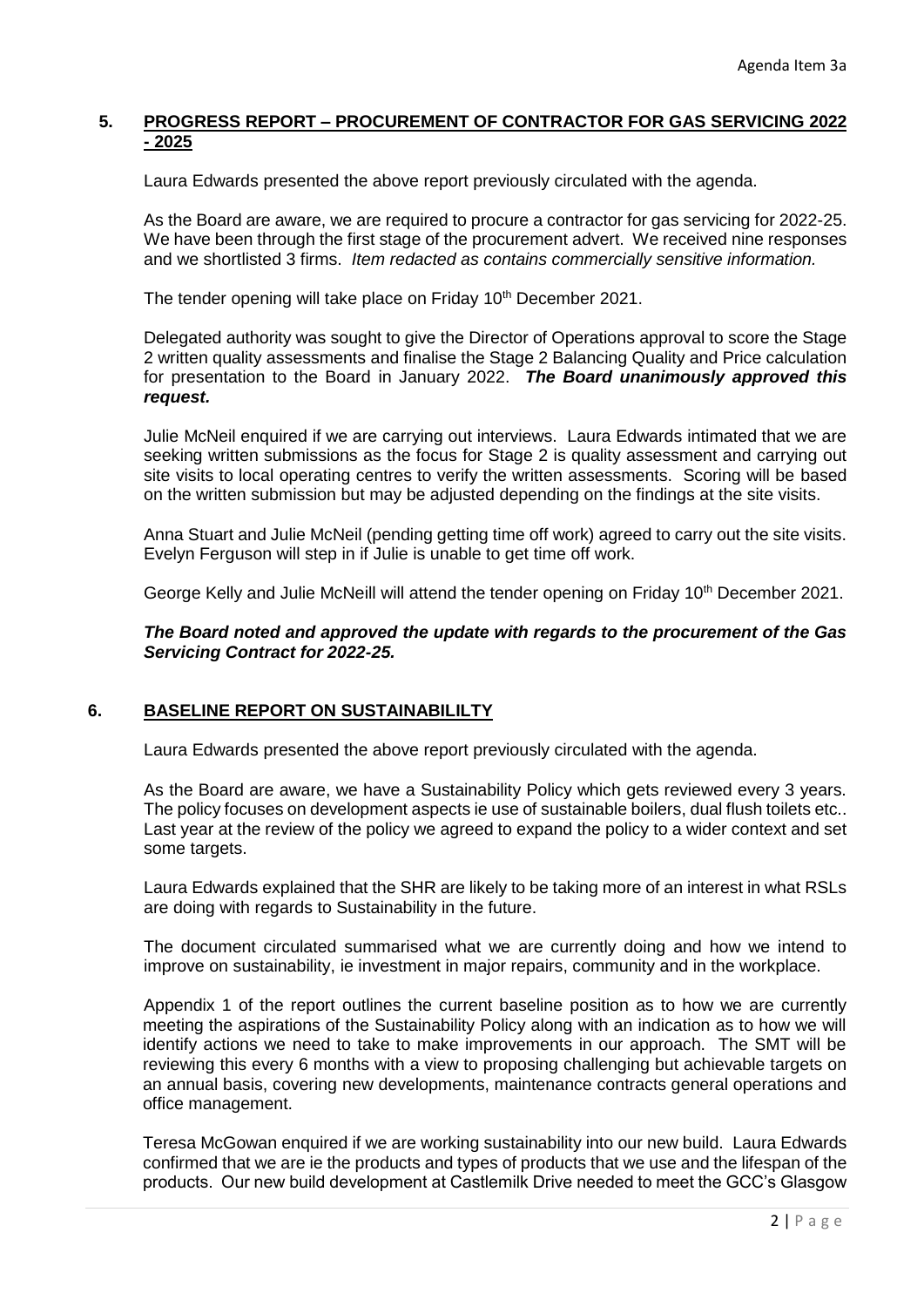## 5. PROGRESS REPORT – PROCUREMENT OF CONTRACTOR FOR GAS SERVICING 2022 - 2025

Laura Edwards presented the above report previously circulated with the agenda.

As the Board are aware, we are required to procure a contractor for gas servicing for 2022-25. We have been through the first stage of the procurement advert. We received nine responses and we shortlisted 3 firms. *Item redacted as contains commercially sensitive information.*

The tender opening will take place on Friday 10th December 2021.

Delegated authority was sought to give the Director of Operations approval to score the Stage 2 written quality assessments and finalise the Stage 2 Balancing Quality and Price calculation for presentation to the Board in January 2022. ***The Board unanimously approved this request.***

Julie McNeil enquired if we are carrying out interviews. Laura Edwards intimated that we are seeking written submissions as the focus for Stage 2 is quality assessment and carrying out site visits to local operating centres to verify the written assessments. Scoring will be based on the written submission but may be adjusted depending on the findings at the site visits.

Anna Stuart and Julie McNeil (pending getting time off work) agreed to carry out the site visits. Evelyn Ferguson will step in if Julie is unable to get time off work.

George Kelly and Julie McNeill will attend the tender opening on Friday 10th December 2021.

***The Board noted and approved the update with regards to the procurement of the Gas Servicing Contract for 2022-25.***

## 6. BASELINE REPORT ON SUSTAINABILILTY

Laura Edwards presented the above report previously circulated with the agenda.

As the Board are aware, we have a Sustainability Policy which gets reviewed every 3 years. The policy focuses on development aspects ie use of sustainable boilers, dual flush toilets etc.. Last year at the review of the policy we agreed to expand the policy to a wider context and set some targets.

Laura Edwards explained that the SHR are likely to be taking more of an interest in what RSLs are doing with regards to Sustainability in the future.

The document circulated summarised what we are currently doing and how we intend to improve on sustainability, ie investment in major repairs, community and in the workplace.

Appendix 1 of the report outlines the current baseline position as to how we are currently meeting the aspirations of the Sustainability Policy along with an indication as to how we will identify actions we need to take to make improvements in our approach. The SMT will be reviewing this every 6 months with a view to proposing challenging but achievable targets on an annual basis, covering new developments, maintenance contracts general operations and office management.

Teresa McGowan enquired if we are working sustainability into our new build. Laura Edwards confirmed that we are ie the products and types of products that we use and the lifespan of the products. Our new build development at Castlemilk Drive needed to meet the GCC's Glasgow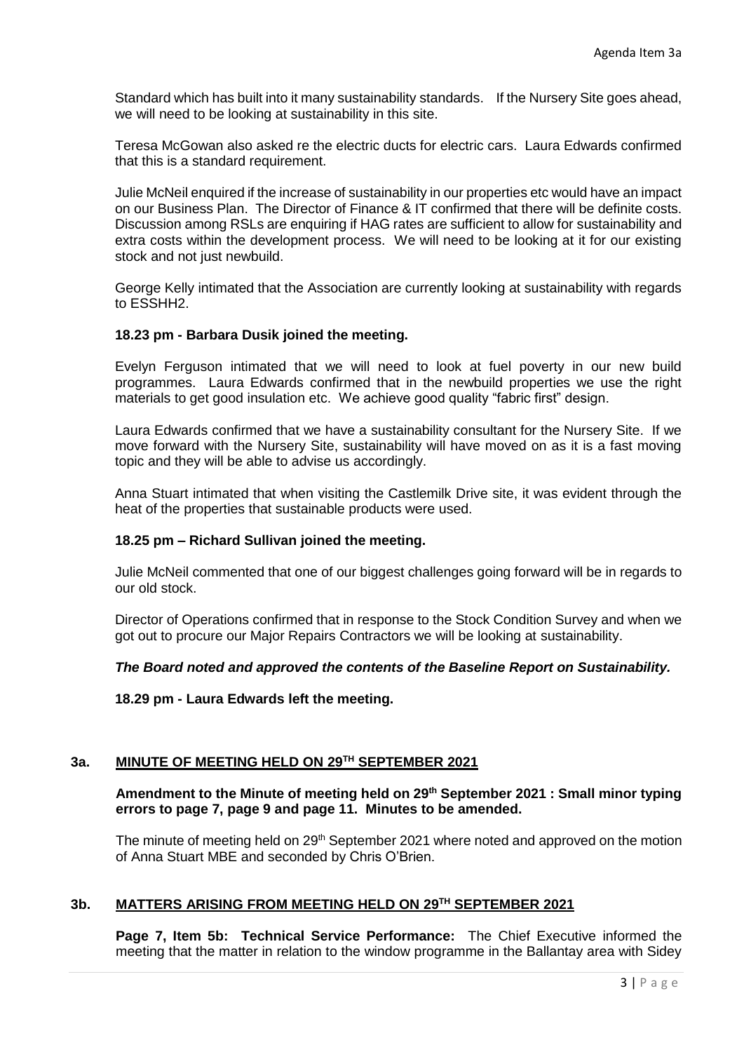Standard which has built into it many sustainability standards. If the Nursery Site goes ahead, we will need to be looking at sustainability in this site.

Teresa McGowan also asked re the electric ducts for electric cars. Laura Edwards confirmed that this is a standard requirement.

Julie McNeil enquired if the increase of sustainability in our properties etc would have an impact on our Business Plan. The Director of Finance & IT confirmed that there will be definite costs. Discussion among RSLs are enquiring if HAG rates are sufficient to allow for sustainability and extra costs within the development process. We will need to be looking at it for our existing stock and not just newbuild.

George Kelly intimated that the Association are currently looking at sustainability with regards to ESSHH2.

**18.23 pm - Barbara Dusik joined the meeting.**

Evelyn Ferguson intimated that we will need to look at fuel poverty in our new build programmes. Laura Edwards confirmed that in the newbuild properties we use the right materials to get good insulation etc. We achieve good quality "fabric first" design.

Laura Edwards confirmed that we have a sustainability consultant for the Nursery Site. If we move forward with the Nursery Site, sustainability will have moved on as it is a fast moving topic and they will be able to advise us accordingly.

Anna Stuart intimated that when visiting the Castlemilk Drive site, it was evident through the heat of the properties that sustainable products were used.

**18.25 pm – Richard Sullivan joined the meeting.**

Julie McNeil commented that one of our biggest challenges going forward will be in regards to our old stock.

Director of Operations confirmed that in response to the Stock Condition Survey and when we got out to procure our Major Repairs Contractors we will be looking at sustainability.

***The Board noted and approved the contents of the Baseline Report on Sustainability.***

**18.29 pm - Laura Edwards left the meeting.**

## 3a. MINUTE OF MEETING HELD ON 29TH SEPTEMBER 2021

**Amendment to the Minute of meeting held on 29th September 2021 : Small minor typing errors to page 7, page 9 and page 11. Minutes to be amended.**

The minute of meeting held on 29th September 2021 where noted and approved on the motion of Anna Stuart MBE and seconded by Chris O'Brien.

## 3b. MATTERS ARISING FROM MEETING HELD ON 29TH SEPTEMBER 2021

**Page 7, Item 5b: Technical Service Performance:** The Chief Executive informed the meeting that the matter in relation to the window programme in the Ballantay area with Sidey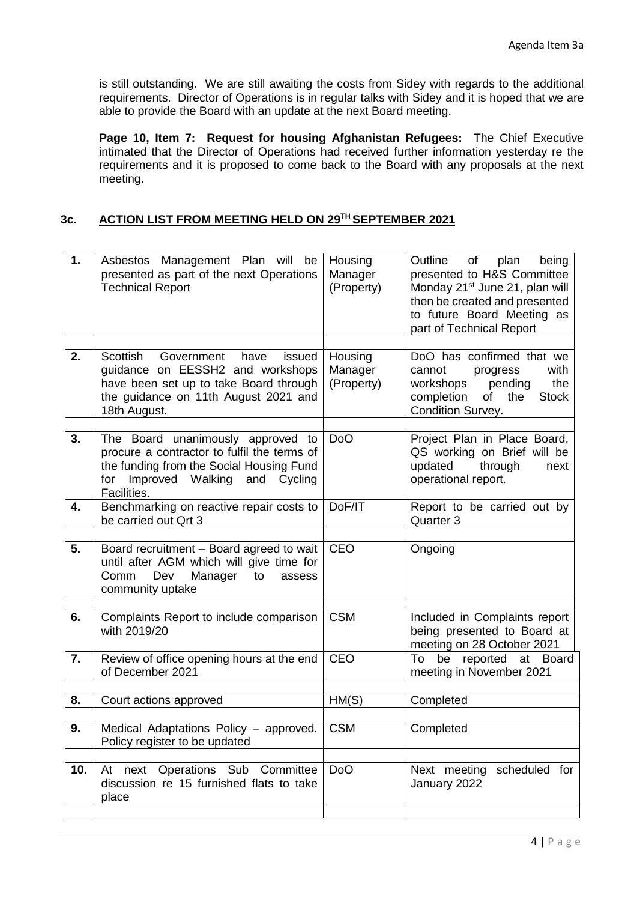is still outstanding. We are still awaiting the costs from Sidey with regards to the additional requirements. Director of Operations is in regular talks with Sidey and it is hoped that we are able to provide the Board with an update at the next Board meeting.

**Page 10, Item 7: Request for housing Afghanistan Refugees:** The Chief Executive intimated that the Director of Operations had received further information yesterday re the requirements and it is proposed to come back to the Board with any proposals at the next meeting.

## 3c. ACTION LIST FROM MEETING HELD ON 29TH SEPTEMBER 2021

| | | | |
|---|---|---|---|
| **1.** | Asbestos Management Plan will be presented as part of the next Operations Technical Report | Housing Manager (Property) | Outline of plan being presented to H&S Committee Monday 21st June 21, plan will then be created and presented to future Board Meeting as part of Technical Report |
| | | | |
| **2.** | Scottish Government have issued guidance on EESSH2 and workshops have been set up to take Board through the guidance on 11th August 2021 and 18th August. | Housing Manager (Property) | DoO has confirmed that we cannot progress with workshops pending the completion of the Stock Condition Survey. |
| | | | |
| **3.** | The Board unanimously approved to procure a contractor to fulfil the terms of the funding from the Social Housing Fund for Improved Walking and Cycling Facilities. | DoO | Project Plan in Place Board, QS working on Brief will be updated through next operational report. |
| **4.** | Benchmarking on reactive repair costs to be carried out Qrt 3 | DoF/IT | Report to be carried out by Quarter 3 |
| | | | |
| **5.** | Board recruitment – Board agreed to wait until after AGM which will give time for Comm Dev Manager to assess community uptake | CEO | Ongoing |
| | | | |
| **6.** | Complaints Report to include comparison with 2019/20 | CSM | Included in Complaints report being presented to Board at meeting on 28 October 2021 |
| **7.** | Review of office opening hours at the end of December 2021 | CEO | To be reported at Board meeting in November 2021 |
| | | | |
| **8.** | Court actions approved | HM(S) | Completed |
| | | | |
| **9.** | Medical Adaptations Policy – approved. Policy register to be updated | CSM | Completed |
| | | | |
| **10.** | At next Operations Sub Committee discussion re 15 furnished flats to take place | DoO | Next meeting scheduled for January 2022 |
| | | | |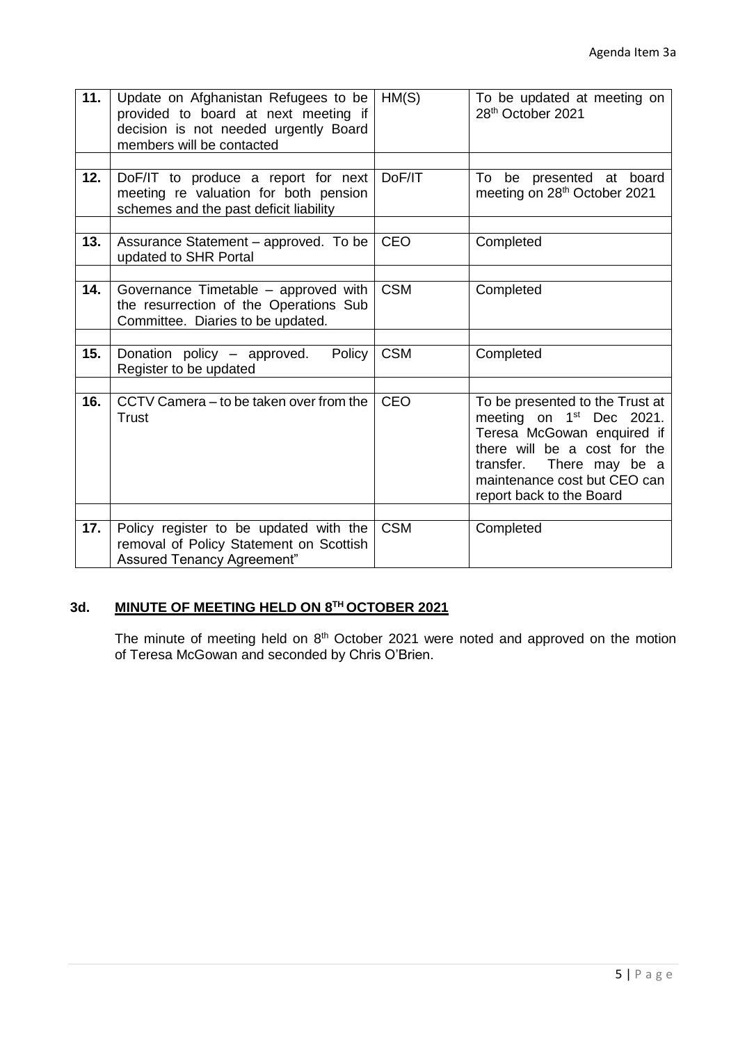| | | | |
|---|---|---|---|
| **11.** | Update on Afghanistan Refugees to be provided to board at next meeting if decision is not needed urgently Board members will be contacted | HM(S) | To be updated at meeting on 28th October 2021 |
| | | | |
| **12.** | DoF/IT to produce a report for next meeting re valuation for both pension schemes and the past deficit liability | DoF/IT | To be presented at board meeting on 28th October 2021 |
| | | | |
| **13.** | Assurance Statement – approved. To be updated to SHR Portal | CEO | Completed |
| | | | |
| **14.** | Governance Timetable – approved with the resurrection of the Operations Sub Committee. Diaries to be updated. | CSM | Completed |
| | | | |
| **15.** | Donation policy – approved. Policy Register to be updated | CSM | Completed |
| | | | |
| **16.** | CCTV Camera – to be taken over from the Trust | CEO | To be presented to the Trust at meeting on 1st Dec 2021. Teresa McGowan enquired if there will be a cost for the transfer. There may be a maintenance cost but CEO can report back to the Board |
| | | | |
| **17.** | Policy register to be updated with the removal of Policy Statement on Scottish Assured Tenancy Agreement" | CSM | Completed |

### 3d. MINUTE OF MEETING HELD ON 8TH OCTOBER 2021

The minute of meeting held on 8th October 2021 were noted and approved on the motion of Teresa McGowan and seconded by Chris O'Brien.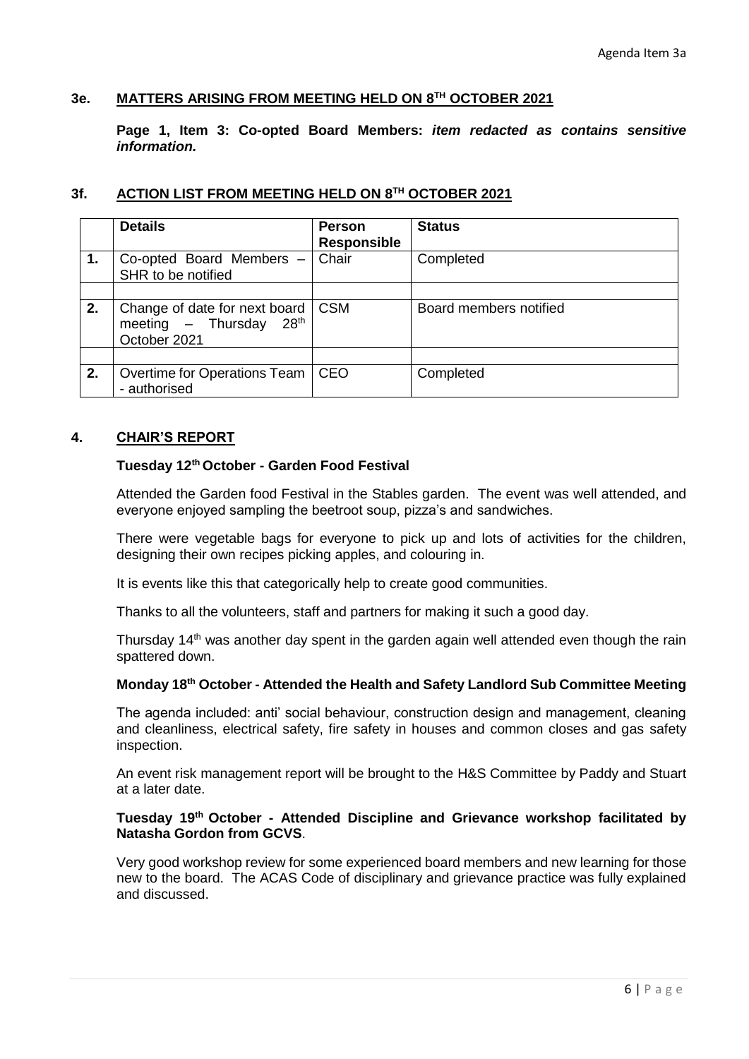### 3e. MATTERS ARISING FROM MEETING HELD ON 8TH OCTOBER 2021

**Page 1, Item 3: Co-opted Board Members:** ***item redacted as contains sensitive information.***

### 3f. ACTION LIST FROM MEETING HELD ON 8TH OCTOBER 2021

| | Details | Person Responsible | Status |
|---|---|---|---|
| **1.** | Co-opted Board Members – SHR to be notified | Chair | Completed |
| | | | |
| **2.** | Change of date for next board meeting – Thursday 28th October 2021 | CSM | Board members notified |
| | | | |
| **2.** | Overtime for Operations Team - authorised | CEO | Completed |

### 4. CHAIR'S REPORT

**Tuesday 12th October - Garden Food Festival**

Attended the Garden food Festival in the Stables garden. The event was well attended, and everyone enjoyed sampling the beetroot soup, pizza's and sandwiches.

There were vegetable bags for everyone to pick up and lots of activities for the children, designing their own recipes picking apples, and colouring in.

It is events like this that categorically help to create good communities.

Thanks to all the volunteers, staff and partners for making it such a good day.

Thursday 14th was another day spent in the garden again well attended even though the rain spattered down.

**Monday 18th October - Attended the Health and Safety Landlord Sub Committee Meeting**

The agenda included: anti' social behaviour, construction design and management, cleaning and cleanliness, electrical safety, fire safety in houses and common closes and gas safety inspection.

An event risk management report will be brought to the H&S Committee by Paddy and Stuart at a later date.

**Tuesday 19th October - Attended Discipline and Grievance workshop facilitated by Natasha Gordon from GCVS**.

Very good workshop review for some experienced board members and new learning for those new to the board. The ACAS Code of disciplinary and grievance practice was fully explained and discussed.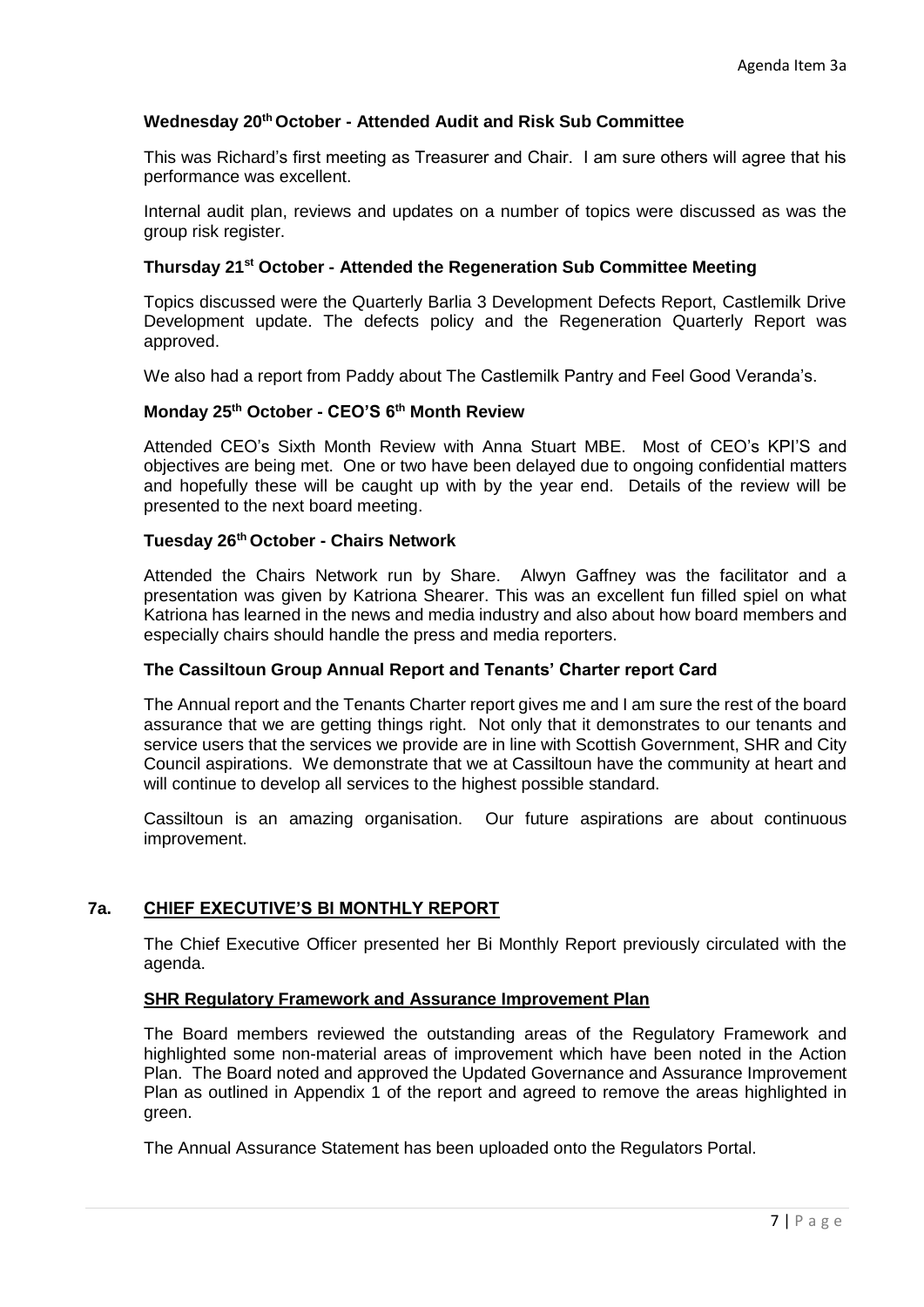**Wednesday 20th October - Attended Audit and Risk Sub Committee**

This was Richard's first meeting as Treasurer and Chair. I am sure others will agree that his performance was excellent.

Internal audit plan, reviews and updates on a number of topics were discussed as was the group risk register.

**Thursday 21st October - Attended the Regeneration Sub Committee Meeting**

Topics discussed were the Quarterly Barlia 3 Development Defects Report, Castlemilk Drive Development update. The defects policy and the Regeneration Quarterly Report was approved.

We also had a report from Paddy about The Castlemilk Pantry and Feel Good Veranda's.

**Monday 25th October - CEO'S 6th Month Review**

Attended CEO's Sixth Month Review with Anna Stuart MBE. Most of CEO's KPI'S and objectives are being met. One or two have been delayed due to ongoing confidential matters and hopefully these will be caught up with by the year end. Details of the review will be presented to the next board meeting.

**Tuesday 26th October - Chairs Network**

Attended the Chairs Network run by Share. Alwyn Gaffney was the facilitator and a presentation was given by Katriona Shearer. This was an excellent fun filled spiel on what Katriona has learned in the news and media industry and also about how board members and especially chairs should handle the press and media reporters.

**The Cassiltoun Group Annual Report and Tenants' Charter report Card**

The Annual report and the Tenants Charter report gives me and I am sure the rest of the board assurance that we are getting things right. Not only that it demonstrates to our tenants and service users that the services we provide are in line with Scottish Government, SHR and City Council aspirations. We demonstrate that we at Cassiltoun have the community at heart and will continue to develop all services to the highest possible standard.

Cassiltoun is an amazing organisation. Our future aspirations are about continuous improvement.

## 7a. CHIEF EXECUTIVE'S BI MONTHLY REPORT

The Chief Executive Officer presented her Bi Monthly Report previously circulated with the agenda.

**SHR Regulatory Framework and Assurance Improvement Plan**

The Board members reviewed the outstanding areas of the Regulatory Framework and highlighted some non-material areas of improvement which have been noted in the Action Plan. The Board noted and approved the Updated Governance and Assurance Improvement Plan as outlined in Appendix 1 of the report and agreed to remove the areas highlighted in green.

The Annual Assurance Statement has been uploaded onto the Regulators Portal.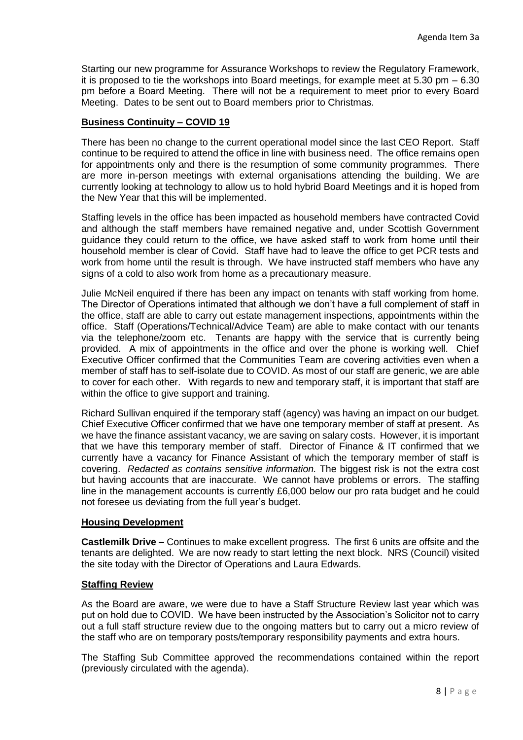Starting our new programme for Assurance Workshops to review the Regulatory Framework, it is proposed to tie the workshops into Board meetings, for example meet at 5.30 pm – 6.30 pm before a Board Meeting. There will not be a requirement to meet prior to every Board Meeting. Dates to be sent out to Board members prior to Christmas.

**Business Continuity – COVID 19**

There has been no change to the current operational model since the last CEO Report. Staff continue to be required to attend the office in line with business need. The office remains open for appointments only and there is the resumption of some community programmes. There are more in-person meetings with external organisations attending the building. We are currently looking at technology to allow us to hold hybrid Board Meetings and it is hoped from the New Year that this will be implemented.

Staffing levels in the office has been impacted as household members have contracted Covid and although the staff members have remained negative and, under Scottish Government guidance they could return to the office, we have asked staff to work from home until their household member is clear of Covid. Staff have had to leave the office to get PCR tests and work from home until the result is through. We have instructed staff members who have any signs of a cold to also work from home as a precautionary measure.

Julie McNeil enquired if there has been any impact on tenants with staff working from home. The Director of Operations intimated that although we don't have a full complement of staff in the office, staff are able to carry out estate management inspections, appointments within the office. Staff (Operations/Technical/Advice Team) are able to make contact with our tenants via the telephone/zoom etc. Tenants are happy with the service that is currently being provided. A mix of appointments in the office and over the phone is working well. Chief Executive Officer confirmed that the Communities Team are covering activities even when a member of staff has to self-isolate due to COVID. As most of our staff are generic, we are able to cover for each other. With regards to new and temporary staff, it is important that staff are within the office to give support and training.

Richard Sullivan enquired if the temporary staff (agency) was having an impact on our budget. Chief Executive Officer confirmed that we have one temporary member of staff at present. As we have the finance assistant vacancy, we are saving on salary costs. However, it is important that we have this temporary member of staff. Director of Finance & IT confirmed that we currently have a vacancy for Finance Assistant of which the temporary member of staff is covering. *Redacted as contains sensitive information.* The biggest risk is not the extra cost but having accounts that are inaccurate. We cannot have problems or errors. The staffing line in the management accounts is currently £6,000 below our pro rata budget and he could not foresee us deviating from the full year's budget.

**Housing Development**

**Castlemilk Drive –** Continues to make excellent progress. The first 6 units are offsite and the tenants are delighted. We are now ready to start letting the next block. NRS (Council) visited the site today with the Director of Operations and Laura Edwards.

**Staffing Review**

As the Board are aware, we were due to have a Staff Structure Review last year which was put on hold due to COVID. We have been instructed by the Association's Solicitor not to carry out a full staff structure review due to the ongoing matters but to carry out a micro review of the staff who are on temporary posts/temporary responsibility payments and extra hours.

The Staffing Sub Committee approved the recommendations contained within the report (previously circulated with the agenda).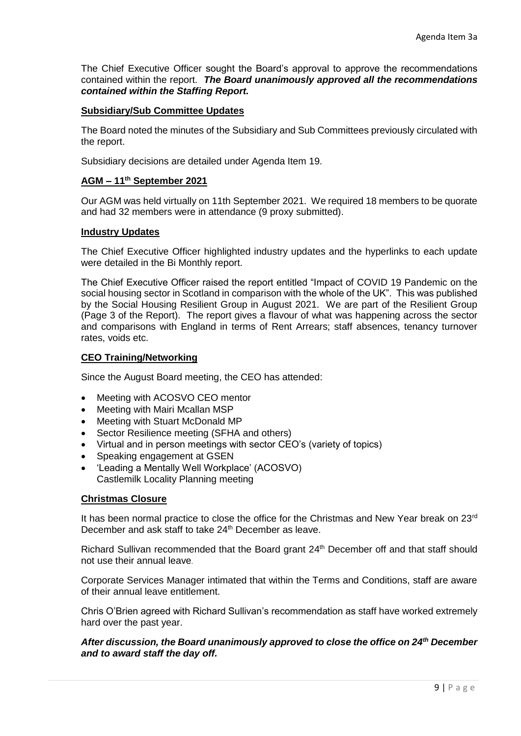The Chief Executive Officer sought the Board's approval to approve the recommendations contained within the report. ***The Board unanimously approved all the recommendations contained within the Staffing Report.***

**Subsidiary/Sub Committee Updates**

The Board noted the minutes of the Subsidiary and Sub Committees previously circulated with the report.

Subsidiary decisions are detailed under Agenda Item 19.

**AGM – 11th September 2021**

Our AGM was held virtually on 11th September 2021. We required 18 members to be quorate and had 32 members were in attendance (9 proxy submitted).

**Industry Updates**

The Chief Executive Officer highlighted industry updates and the hyperlinks to each update were detailed in the Bi Monthly report.

The Chief Executive Officer raised the report entitled "Impact of COVID 19 Pandemic on the social housing sector in Scotland in comparison with the whole of the UK". This was published by the Social Housing Resilient Group in August 2021. We are part of the Resilient Group (Page 3 of the Report). The report gives a flavour of what was happening across the sector and comparisons with England in terms of Rent Arrears; staff absences, tenancy turnover rates, voids etc.

**CEO Training/Networking**

Since the August Board meeting, the CEO has attended:

- Meeting with ACOSVO CEO mentor
- Meeting with Mairi Mcallan MSP
- Meeting with Stuart McDonald MP
- Sector Resilience meeting (SFHA and others)
- Virtual and in person meetings with sector CEO's (variety of topics)
- Speaking engagement at GSEN
- 'Leading a Mentally Well Workplace' (ACOSVO)
  Castlemilk Locality Planning meeting

**Christmas Closure**

It has been normal practice to close the office for the Christmas and New Year break on 23rd December and ask staff to take 24th December as leave.

Richard Sullivan recommended that the Board grant 24th December off and that staff should not use their annual leave.

Corporate Services Manager intimated that within the Terms and Conditions, staff are aware of their annual leave entitlement.

Chris O'Brien agreed with Richard Sullivan's recommendation as staff have worked extremely hard over the past year.

***After discussion, the Board unanimously approved to close the office on 24th December and to award staff the day off.***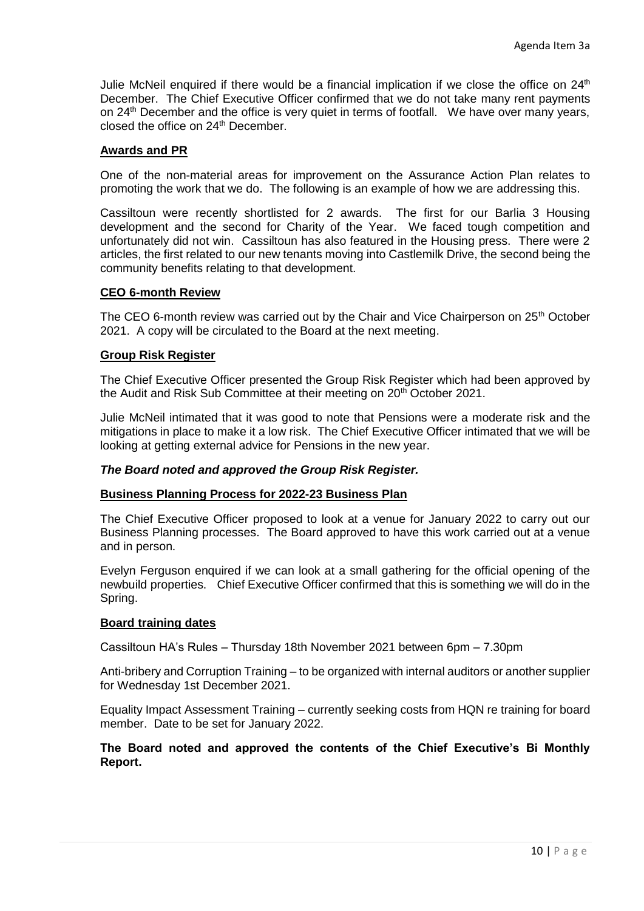Julie McNeil enquired if there would be a financial implication if we close the office on 24th December. The Chief Executive Officer confirmed that we do not take many rent payments on 24th December and the office is very quiet in terms of footfall. We have over many years, closed the office on 24th December.

**Awards and PR**

One of the non-material areas for improvement on the Assurance Action Plan relates to promoting the work that we do. The following is an example of how we are addressing this.

Cassiltoun were recently shortlisted for 2 awards. The first for our Barlia 3 Housing development and the second for Charity of the Year. We faced tough competition and unfortunately did not win. Cassiltoun has also featured in the Housing press. There were 2 articles, the first related to our new tenants moving into Castlemilk Drive, the second being the community benefits relating to that development.

**CEO 6-month Review**

The CEO 6-month review was carried out by the Chair and Vice Chairperson on 25th October 2021. A copy will be circulated to the Board at the next meeting.

**Group Risk Register**

The Chief Executive Officer presented the Group Risk Register which had been approved by the Audit and Risk Sub Committee at their meeting on 20th October 2021.

Julie McNeil intimated that it was good to note that Pensions were a moderate risk and the mitigations in place to make it a low risk. The Chief Executive Officer intimated that we will be looking at getting external advice for Pensions in the new year.

***The Board noted and approved the Group Risk Register.***

**Business Planning Process for 2022-23 Business Plan**

The Chief Executive Officer proposed to look at a venue for January 2022 to carry out our Business Planning processes. The Board approved to have this work carried out at a venue and in person.

Evelyn Ferguson enquired if we can look at a small gathering for the official opening of the newbuild properties. Chief Executive Officer confirmed that this is something we will do in the Spring.

**Board training dates**

Cassiltoun HA's Rules – Thursday 18th November 2021 between 6pm – 7.30pm

Anti-bribery and Corruption Training – to be organized with internal auditors or another supplier for Wednesday 1st December 2021.

Equality Impact Assessment Training – currently seeking costs from HQN re training for board member. Date to be set for January 2022.

**The Board noted and approved the contents of the Chief Executive's Bi Monthly Report.**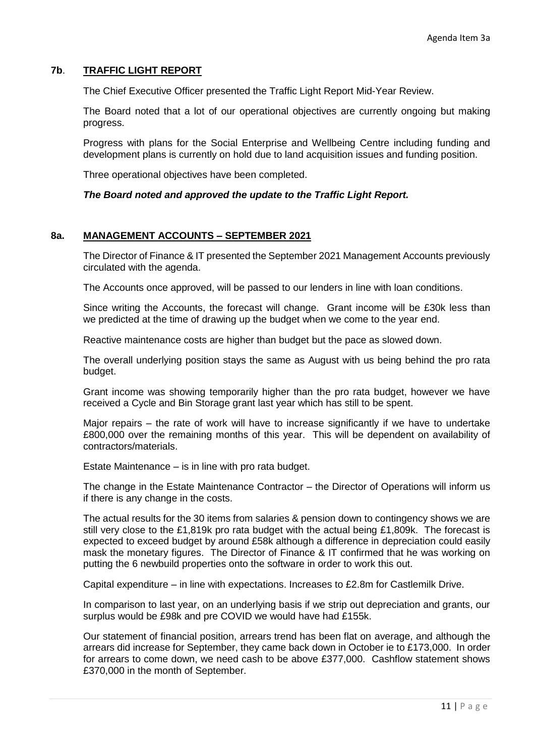## 7b. TRAFFIC LIGHT REPORT

The Chief Executive Officer presented the Traffic Light Report Mid-Year Review.

The Board noted that a lot of our operational objectives are currently ongoing but making progress.

Progress with plans for the Social Enterprise and Wellbeing Centre including funding and development plans is currently on hold due to land acquisition issues and funding position.

Three operational objectives have been completed.

***The Board noted and approved the update to the Traffic Light Report.***

## 8a. MANAGEMENT ACCOUNTS – SEPTEMBER 2021

The Director of Finance & IT presented the September 2021 Management Accounts previously circulated with the agenda.

The Accounts once approved, will be passed to our lenders in line with loan conditions.

Since writing the Accounts, the forecast will change. Grant income will be £30k less than we predicted at the time of drawing up the budget when we come to the year end.

Reactive maintenance costs are higher than budget but the pace as slowed down.

The overall underlying position stays the same as August with us being behind the pro rata budget.

Grant income was showing temporarily higher than the pro rata budget, however we have received a Cycle and Bin Storage grant last year which has still to be spent.

Major repairs – the rate of work will have to increase significantly if we have to undertake £800,000 over the remaining months of this year. This will be dependent on availability of contractors/materials.

Estate Maintenance – is in line with pro rata budget.

The change in the Estate Maintenance Contractor – the Director of Operations will inform us if there is any change in the costs.

The actual results for the 30 items from salaries & pension down to contingency shows we are still very close to the £1,819k pro rata budget with the actual being £1,809k. The forecast is expected to exceed budget by around £58k although a difference in depreciation could easily mask the monetary figures. The Director of Finance & IT confirmed that he was working on putting the 6 newbuild properties onto the software in order to work this out.

Capital expenditure – in line with expectations. Increases to £2.8m for Castlemilk Drive.

In comparison to last year, on an underlying basis if we strip out depreciation and grants, our surplus would be £98k and pre COVID we would have had £155k.

Our statement of financial position, arrears trend has been flat on average, and although the arrears did increase for September, they came back down in October ie to £173,000. In order for arrears to come down, we need cash to be above £377,000. Cashflow statement shows £370,000 in the month of September.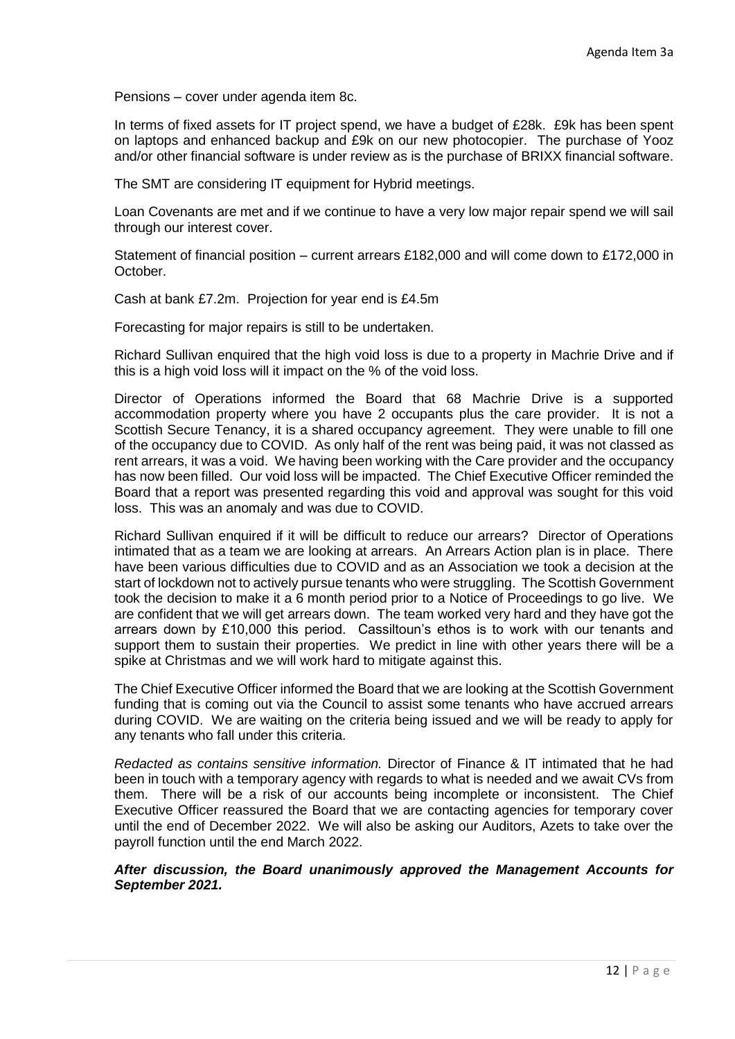Pensions – cover under agenda item 8c.

In terms of fixed assets for IT project spend, we have a budget of £28k. £9k has been spent on laptops and enhanced backup and £9k on our new photocopier. The purchase of Yooz and/or other financial software is under review as is the purchase of BRIXX financial software.

The SMT are considering IT equipment for Hybrid meetings.

Loan Covenants are met and if we continue to have a very low major repair spend we will sail through our interest cover.

Statement of financial position – current arrears £182,000 and will come down to £172,000 in October.

Cash at bank £7.2m. Projection for year end is £4.5m

Forecasting for major repairs is still to be undertaken.

Richard Sullivan enquired that the high void loss is due to a property in Machrie Drive and if this is a high void loss will it impact on the % of the void loss.

Director of Operations informed the Board that 68 Machrie Drive is a supported accommodation property where you have 2 occupants plus the care provider. It is not a Scottish Secure Tenancy, it is a shared occupancy agreement. They were unable to fill one of the occupancy due to COVID. As only half of the rent was being paid, it was not classed as rent arrears, it was a void. We having been working with the Care provider and the occupancy has now been filled. Our void loss will be impacted. The Chief Executive Officer reminded the Board that a report was presented regarding this void and approval was sought for this void loss. This was an anomaly and was due to COVID.

Richard Sullivan enquired if it will be difficult to reduce our arrears? Director of Operations intimated that as a team we are looking at arrears. An Arrears Action plan is in place. There have been various difficulties due to COVID and as an Association we took a decision at the start of lockdown not to actively pursue tenants who were struggling. The Scottish Government took the decision to make it a 6 month period prior to a Notice of Proceedings to go live. We are confident that we will get arrears down. The team worked very hard and they have got the arrears down by £10,000 this period. Cassiltoun's ethos is to work with our tenants and support them to sustain their properties. We predict in line with other years there will be a spike at Christmas and we will work hard to mitigate against this.

The Chief Executive Officer informed the Board that we are looking at the Scottish Government funding that is coming out via the Council to assist some tenants who have accrued arrears during COVID. We are waiting on the criteria being issued and we will be ready to apply for any tenants who fall under this criteria.

*Redacted as contains sensitive information.* Director of Finance & IT intimated that he had been in touch with a temporary agency with regards to what is needed and we await CVs from them. There will be a risk of our accounts being incomplete or inconsistent. The Chief Executive Officer reassured the Board that we are contacting agencies for temporary cover until the end of December 2022. We will also be asking our Auditors, Azets to take over the payroll function until the end March 2022.

***After discussion, the Board unanimously approved the Management Accounts for September 2021.***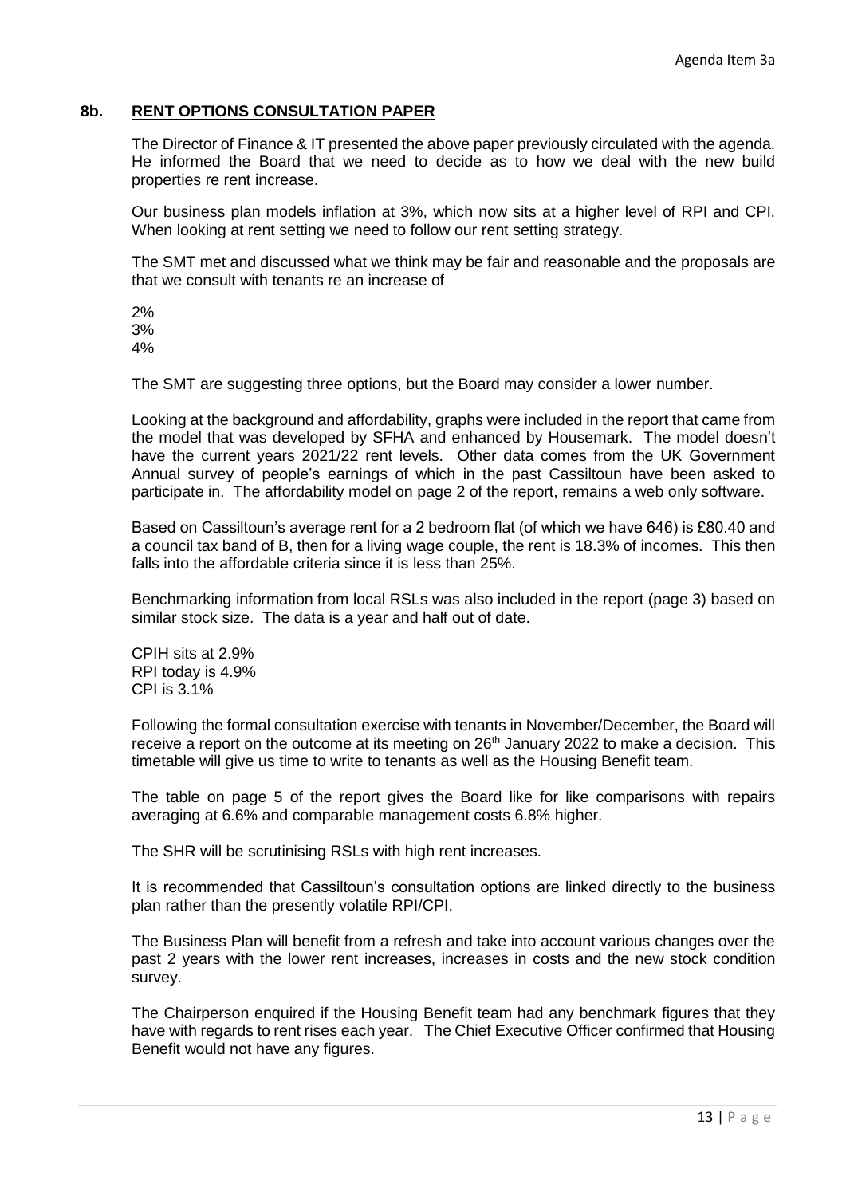Agenda Item 3a

### 8b. RENT OPTIONS CONSULTATION PAPER

The Director of Finance & IT presented the above paper previously circulated with the agenda. He informed the Board that we need to decide as to how we deal with the new build properties re rent increase.

Our business plan models inflation at 3%, which now sits at a higher level of RPI and CPI. When looking at rent setting we need to follow our rent setting strategy.

The SMT met and discussed what we think may be fair and reasonable and the proposals are that we consult with tenants re an increase of

2%
3%
4%

The SMT are suggesting three options, but the Board may consider a lower number.

Looking at the background and affordability, graphs were included in the report that came from the model that was developed by SFHA and enhanced by Housemark. The model doesn't have the current years 2021/22 rent levels. Other data comes from the UK Government Annual survey of people's earnings of which in the past Cassiltoun have been asked to participate in. The affordability model on page 2 of the report, remains a web only software.

Based on Cassiltoun's average rent for a 2 bedroom flat (of which we have 646) is £80.40 and a council tax band of B, then for a living wage couple, the rent is 18.3% of incomes. This then falls into the affordable criteria since it is less than 25%.

Benchmarking information from local RSLs was also included in the report (page 3) based on similar stock size. The data is a year and half out of date.

CPIH sits at 2.9%
RPI today is 4.9%
CPI is 3.1%

Following the formal consultation exercise with tenants in November/December, the Board will receive a report on the outcome at its meeting on 26th January 2022 to make a decision. This timetable will give us time to write to tenants as well as the Housing Benefit team.

The table on page 5 of the report gives the Board like for like comparisons with repairs averaging at 6.6% and comparable management costs 6.8% higher.

The SHR will be scrutinising RSLs with high rent increases.

It is recommended that Cassiltoun's consultation options are linked directly to the business plan rather than the presently volatile RPI/CPI.

The Business Plan will benefit from a refresh and take into account various changes over the past 2 years with the lower rent increases, increases in costs and the new stock condition survey.

The Chairperson enquired if the Housing Benefit team had any benchmark figures that they have with regards to rent rises each year. The Chief Executive Officer confirmed that Housing Benefit would not have any figures.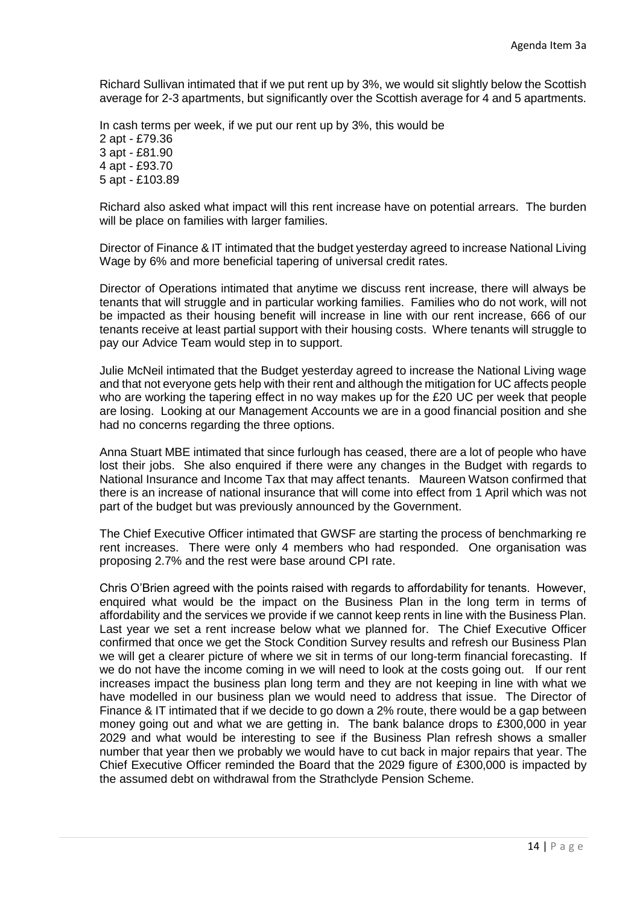Richard Sullivan intimated that if we put rent up by 3%, we would sit slightly below the Scottish average for 2-3 apartments, but significantly over the Scottish average for 4 and 5 apartments.

In cash terms per week, if we put our rent up by 3%, this would be
2 apt - £79.36
3 apt - £81.90
4 apt - £93.70
5 apt - £103.89

Richard also asked what impact will this rent increase have on potential arrears. The burden will be place on families with larger families.

Director of Finance & IT intimated that the budget yesterday agreed to increase National Living Wage by 6% and more beneficial tapering of universal credit rates.

Director of Operations intimated that anytime we discuss rent increase, there will always be tenants that will struggle and in particular working families. Families who do not work, will not be impacted as their housing benefit will increase in line with our rent increase, 666 of our tenants receive at least partial support with their housing costs. Where tenants will struggle to pay our Advice Team would step in to support.

Julie McNeil intimated that the Budget yesterday agreed to increase the National Living wage and that not everyone gets help with their rent and although the mitigation for UC affects people who are working the tapering effect in no way makes up for the £20 UC per week that people are losing. Looking at our Management Accounts we are in a good financial position and she had no concerns regarding the three options.

Anna Stuart MBE intimated that since furlough has ceased, there are a lot of people who have lost their jobs. She also enquired if there were any changes in the Budget with regards to National Insurance and Income Tax that may affect tenants. Maureen Watson confirmed that there is an increase of national insurance that will come into effect from 1 April which was not part of the budget but was previously announced by the Government.

The Chief Executive Officer intimated that GWSF are starting the process of benchmarking re rent increases. There were only 4 members who had responded. One organisation was proposing 2.7% and the rest were base around CPI rate.

Chris O'Brien agreed with the points raised with regards to affordability for tenants. However, enquired what would be the impact on the Business Plan in the long term in terms of affordability and the services we provide if we cannot keep rents in line with the Business Plan. Last year we set a rent increase below what we planned for. The Chief Executive Officer confirmed that once we get the Stock Condition Survey results and refresh our Business Plan we will get a clearer picture of where we sit in terms of our long-term financial forecasting. If we do not have the income coming in we will need to look at the costs going out. If our rent increases impact the business plan long term and they are not keeping in line with what we have modelled in our business plan we would need to address that issue. The Director of Finance & IT intimated that if we decide to go down a 2% route, there would be a gap between money going out and what we are getting in. The bank balance drops to £300,000 in year 2029 and what would be interesting to see if the Business Plan refresh shows a smaller number that year then we probably we would have to cut back in major repairs that year. The Chief Executive Officer reminded the Board that the 2029 figure of £300,000 is impacted by the assumed debt on withdrawal from the Strathclyde Pension Scheme.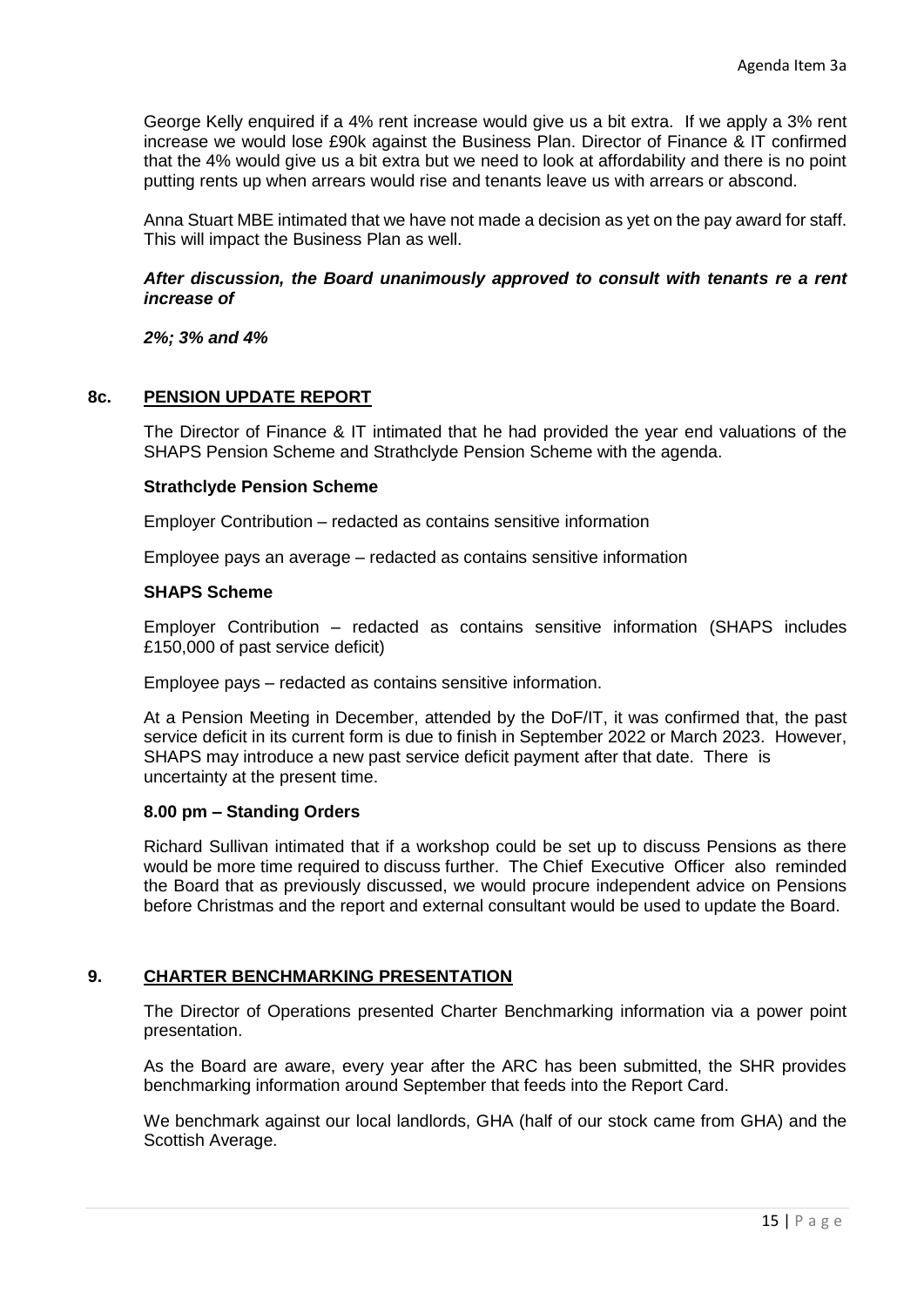George Kelly enquired if a 4% rent increase would give us a bit extra. If we apply a 3% rent increase we would lose £90k against the Business Plan. Director of Finance & IT confirmed that the 4% would give us a bit extra but we need to look at affordability and there is no point putting rents up when arrears would rise and tenants leave us with arrears or abscond.

Anna Stuart MBE intimated that we have not made a decision as yet on the pay award for staff. This will impact the Business Plan as well.

***After discussion, the Board unanimously approved to consult with tenants re a rent increase of***

***2%; 3% and 4%***

## 8c. PENSION UPDATE REPORT

The Director of Finance & IT intimated that he had provided the year end valuations of the SHAPS Pension Scheme and Strathclyde Pension Scheme with the agenda.

**Strathclyde Pension Scheme**

Employer Contribution – redacted as contains sensitive information

Employee pays an average – redacted as contains sensitive information

**SHAPS Scheme**

Employer Contribution – redacted as contains sensitive information (SHAPS includes £150,000 of past service deficit)

Employee pays – redacted as contains sensitive information.

At a Pension Meeting in December, attended by the DoF/IT, it was confirmed that, the past service deficit in its current form is due to finish in September 2022 or March 2023. However, SHAPS may introduce a new past service deficit payment after that date. There is uncertainty at the present time.

**8.00 pm – Standing Orders**

Richard Sullivan intimated that if a workshop could be set up to discuss Pensions as there would be more time required to discuss further. The Chief Executive Officer also reminded the Board that as previously discussed, we would procure independent advice on Pensions before Christmas and the report and external consultant would be used to update the Board.

## 9. CHARTER BENCHMARKING PRESENTATION

The Director of Operations presented Charter Benchmarking information via a power point presentation.

As the Board are aware, every year after the ARC has been submitted, the SHR provides benchmarking information around September that feeds into the Report Card.

We benchmark against our local landlords, GHA (half of our stock came from GHA) and the Scottish Average.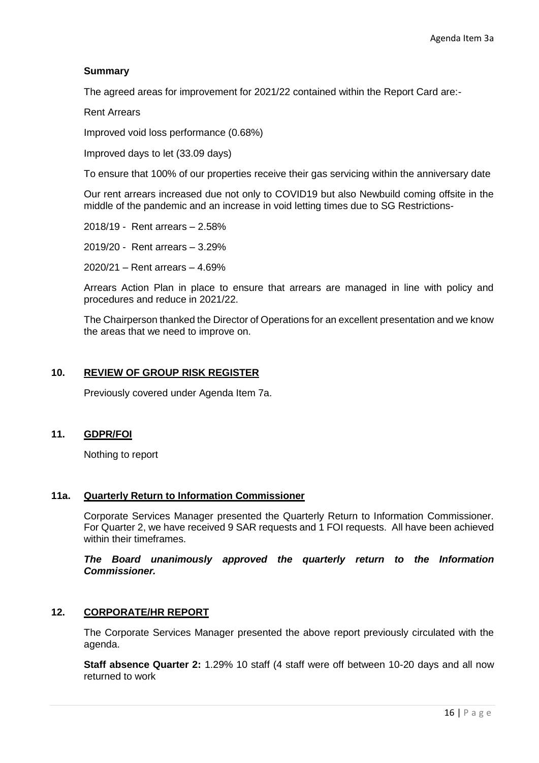**Summary**

The agreed areas for improvement for 2021/22 contained within the Report Card are:-

Rent Arrears

Improved void loss performance (0.68%)

Improved days to let (33.09 days)

To ensure that 100% of our properties receive their gas servicing within the anniversary date

Our rent arrears increased due not only to COVID19 but also Newbuild coming offsite in the middle of the pandemic and an increase in void letting times due to SG Restrictions-

2018/19 - Rent arrears – 2.58%

2019/20 - Rent arrears – 3.29%

2020/21 – Rent arrears – 4.69%

Arrears Action Plan in place to ensure that arrears are managed in line with policy and procedures and reduce in 2021/22.

The Chairperson thanked the Director of Operations for an excellent presentation and we know the areas that we need to improve on.

## 10. REVIEW OF GROUP RISK REGISTER

Previously covered under Agenda Item 7a.

## 11. GDPR/FOI

Nothing to report

### 11a. Quarterly Return to Information Commissioner

Corporate Services Manager presented the Quarterly Return to Information Commissioner. For Quarter 2, we have received 9 SAR requests and 1 FOI requests. All have been achieved within their timeframes.

***The Board unanimously approved the quarterly return to the Information Commissioner.***

## 12. CORPORATE/HR REPORT

The Corporate Services Manager presented the above report previously circulated with the agenda.

**Staff absence Quarter 2:** 1.29% 10 staff (4 staff were off between 10-20 days and all now returned to work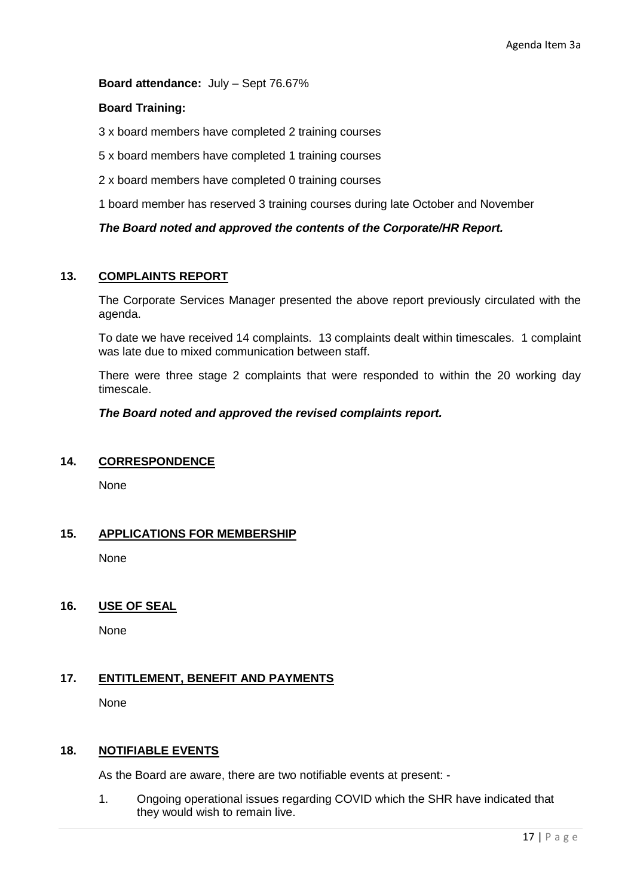**Board attendance:** July – Sept 76.67%

**Board Training:**

3 x board members have completed 2 training courses

5 x board members have completed 1 training courses

2 x board members have completed 0 training courses

1 board member has reserved 3 training courses during late October and November

***The Board noted and approved the contents of the Corporate/HR Report.***

## 13. COMPLAINTS REPORT

The Corporate Services Manager presented the above report previously circulated with the agenda.

To date we have received 14 complaints. 13 complaints dealt within timescales. 1 complaint was late due to mixed communication between staff.

There were three stage 2 complaints that were responded to within the 20 working day timescale.

***The Board noted and approved the revised complaints report.***

## 14. CORRESPONDENCE

None

## 15. APPLICATIONS FOR MEMBERSHIP

None

## 16. USE OF SEAL

None

## 17. ENTITLEMENT, BENEFIT AND PAYMENTS

None

## 18. NOTIFIABLE EVENTS

As the Board are aware, there are two notifiable events at present: -

1. Ongoing operational issues regarding COVID which the SHR have indicated that they would wish to remain live.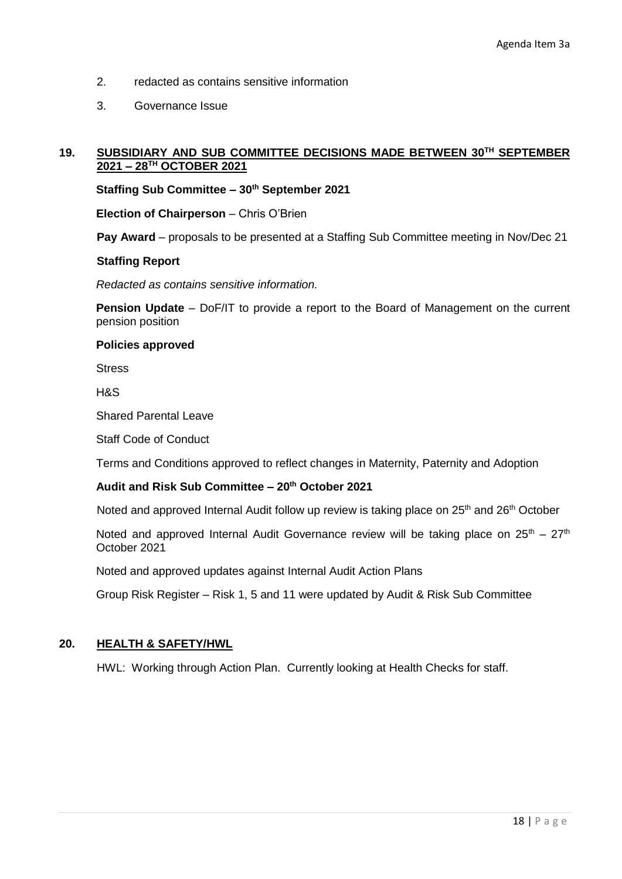2. redacted as contains sensitive information

3. Governance Issue

## 19. SUBSIDIARY AND SUB COMMITTEE DECISIONS MADE BETWEEN 30TH SEPTEMBER 2021 – 28TH OCTOBER 2021

**Staffing Sub Committee – 30th September 2021**

**Election of Chairperson** – Chris O'Brien

**Pay Award** – proposals to be presented at a Staffing Sub Committee meeting in Nov/Dec 21

**Staffing Report**

*Redacted as contains sensitive information.*

**Pension Update** – DoF/IT to provide a report to the Board of Management on the current pension position

**Policies approved**

Stress

H&S

Shared Parental Leave

Staff Code of Conduct

Terms and Conditions approved to reflect changes in Maternity, Paternity and Adoption

**Audit and Risk Sub Committee – 20th October 2021**

Noted and approved Internal Audit follow up review is taking place on 25th and 26th October

Noted and approved Internal Audit Governance review will be taking place on 25th – 27th October 2021

Noted and approved updates against Internal Audit Action Plans

Group Risk Register – Risk 1, 5 and 11 were updated by Audit & Risk Sub Committee

## 20. HEALTH & SAFETY/HWL

HWL: Working through Action Plan. Currently looking at Health Checks for staff.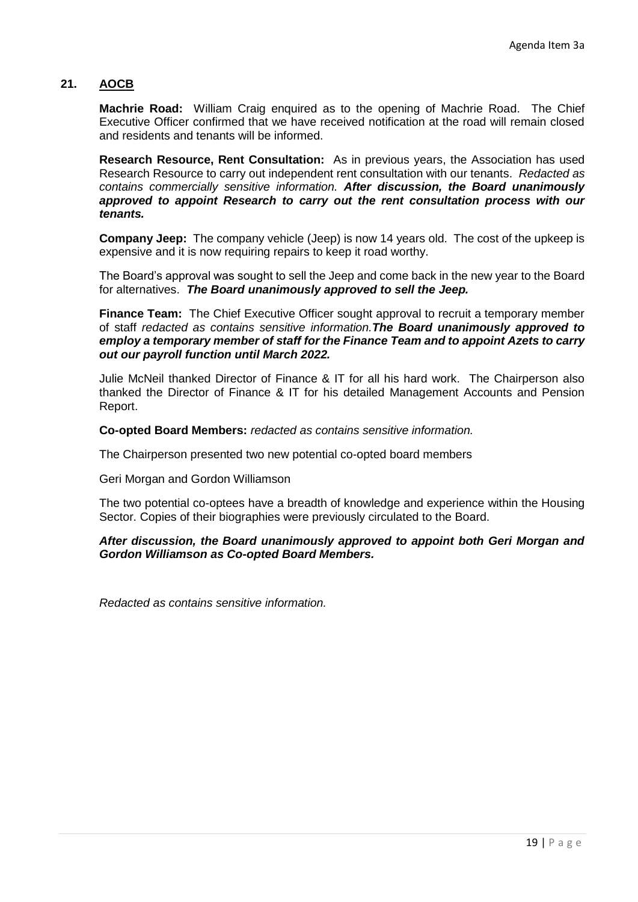## 21. AOCB

**Machrie Road:** William Craig enquired as to the opening of Machrie Road. The Chief Executive Officer confirmed that we have received notification at the road will remain closed and residents and tenants will be informed.

**Research Resource, Rent Consultation:** As in previous years, the Association has used Research Resource to carry out independent rent consultation with our tenants. *Redacted as contains commercially sensitive information.* ***After discussion, the Board unanimously approved to appoint Research to carry out the rent consultation process with our tenants.***

**Company Jeep:** The company vehicle (Jeep) is now 14 years old. The cost of the upkeep is expensive and it is now requiring repairs to keep it road worthy.

The Board's approval was sought to sell the Jeep and come back in the new year to the Board for alternatives. ***The Board unanimously approved to sell the Jeep.***

**Finance Team:** The Chief Executive Officer sought approval to recruit a temporary member of staff *redacted as contains sensitive information.* ***The Board unanimously approved to employ a temporary member of staff for the Finance Team and to appoint Azets to carry out our payroll function until March 2022.***

Julie McNeil thanked Director of Finance & IT for all his hard work. The Chairperson also thanked the Director of Finance & IT for his detailed Management Accounts and Pension Report.

**Co-opted Board Members:** *redacted as contains sensitive information.*

The Chairperson presented two new potential co-opted board members

Geri Morgan and Gordon Williamson

The two potential co-optees have a breadth of knowledge and experience within the Housing Sector. Copies of their biographies were previously circulated to the Board.

***After discussion, the Board unanimously approved to appoint both Geri Morgan and Gordon Williamson as Co-opted Board Members.***

*Redacted as contains sensitive information.*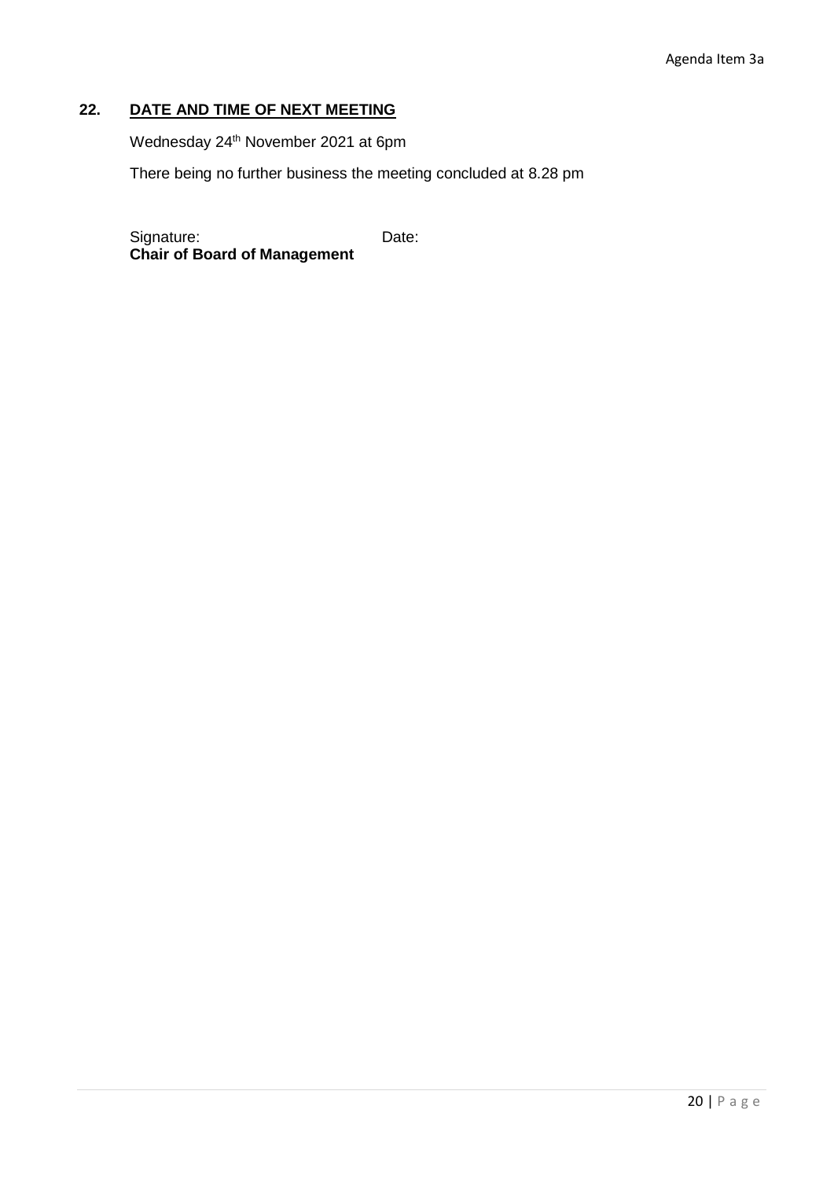## 22. DATE AND TIME OF NEXT MEETING

Wednesday 24th November 2021 at 6pm

There being no further business the meeting concluded at 8.28 pm

Signature: Date:
**Chair of Board of Management**